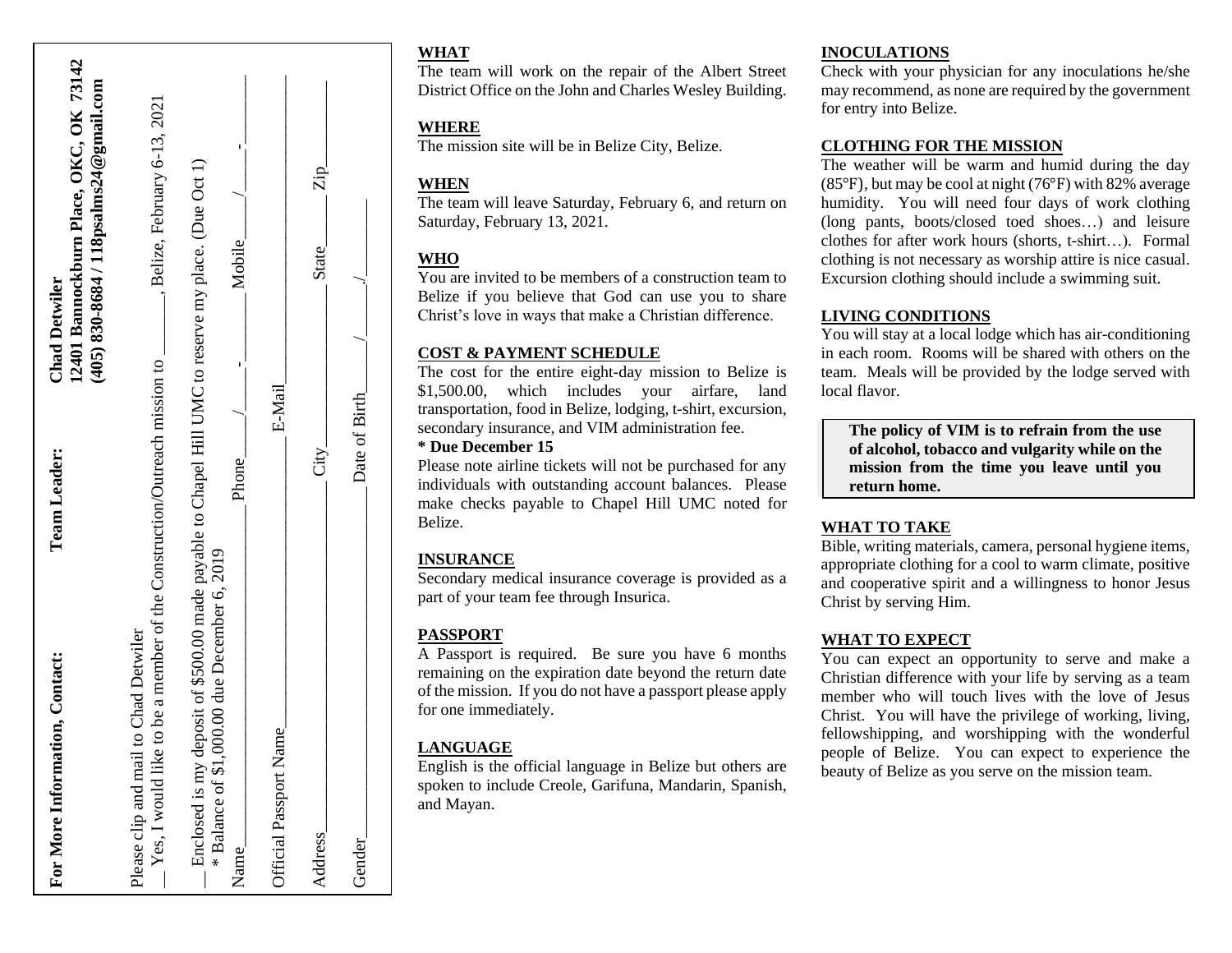**For More Information, Contact:**

**Team Leader:** **Chad Detwiler**
**12401 Bannockburn Place, OKC, OK 73142**
**(405) 830-8684 / 118psalms24@gmail.com**

Please clip and mail to Chad Detwiler

__ Yes, I would like to be a member of the Construction/Outreach mission to ______, Belize, February 6-13, 2021

__ Enclosed is my deposit of $500.00 made payable to Chapel Hill UMC to reserve my place. (Due Oct 1)
\* Balance of $1,000.00 due December 6, 2019

Name______________ Phone____/____-______ Mobile____/____-______

Official Passport Name______________ E-Mail______________

Address______________ City______ State______ Zip______

Gender______________ Date of Birth____/____/______

## WHAT

The team will work on the repair of the Albert Street District Office on the John and Charles Wesley Building.

## WHERE

The mission site will be in Belize City, Belize.

## WHEN

The team will leave Saturday, February 6, and return on Saturday, February 13, 2021.

## WHO

You are invited to be members of a construction team to Belize if you believe that God can use you to share Christ's love in ways that make a Christian difference.

## COST & PAYMENT SCHEDULE

The cost for the entire eight-day mission to Belize is $1,500.00, which includes your airfare, land transportation, food in Belize, lodging, t-shirt, excursion, secondary insurance, and VIM administration fee.

**\* Due December 15**

Please note airline tickets will not be purchased for any individuals with outstanding account balances. Please make checks payable to Chapel Hill UMC noted for Belize.

## INSURANCE

Secondary medical insurance coverage is provided as a part of your team fee through Insurica.

## PASSPORT

A Passport is required. Be sure you have 6 months remaining on the expiration date beyond the return date of the mission. If you do not have a passport please apply for one immediately.

## LANGUAGE

English is the official language in Belize but others are spoken to include Creole, Garifuna, Mandarin, Spanish, and Mayan.

## INOCULATIONS

Check with your physician for any inoculations he/she may recommend, as none are required by the government for entry into Belize.

## CLOTHING FOR THE MISSION

The weather will be warm and humid during the day (85°F), but may be cool at night (76°F) with 82% average humidity. You will need four days of work clothing (long pants, boots/closed toed shoes…) and leisure clothes for after work hours (shorts, t-shirt…). Formal clothing is not necessary as worship attire is nice casual. Excursion clothing should include a swimming suit.

## LIVING CONDITIONS

You will stay at a local lodge which has air-conditioning in each room. Rooms will be shared with others on the team. Meals will be provided by the lodge served with local flavor.

**The policy of VIM is to refrain from the use of alcohol, tobacco and vulgarity while on the mission from the time you leave until you return home.**

## WHAT TO TAKE

Bible, writing materials, camera, personal hygiene items, appropriate clothing for a cool to warm climate, positive and cooperative spirit and a willingness to honor Jesus Christ by serving Him.

## WHAT TO EXPECT

You can expect an opportunity to serve and make a Christian difference with your life by serving as a team member who will touch lives with the love of Jesus Christ. You will have the privilege of working, living, fellowshipping, and worshipping with the wonderful people of Belize. You can expect to experience the beauty of Belize as you serve on the mission team.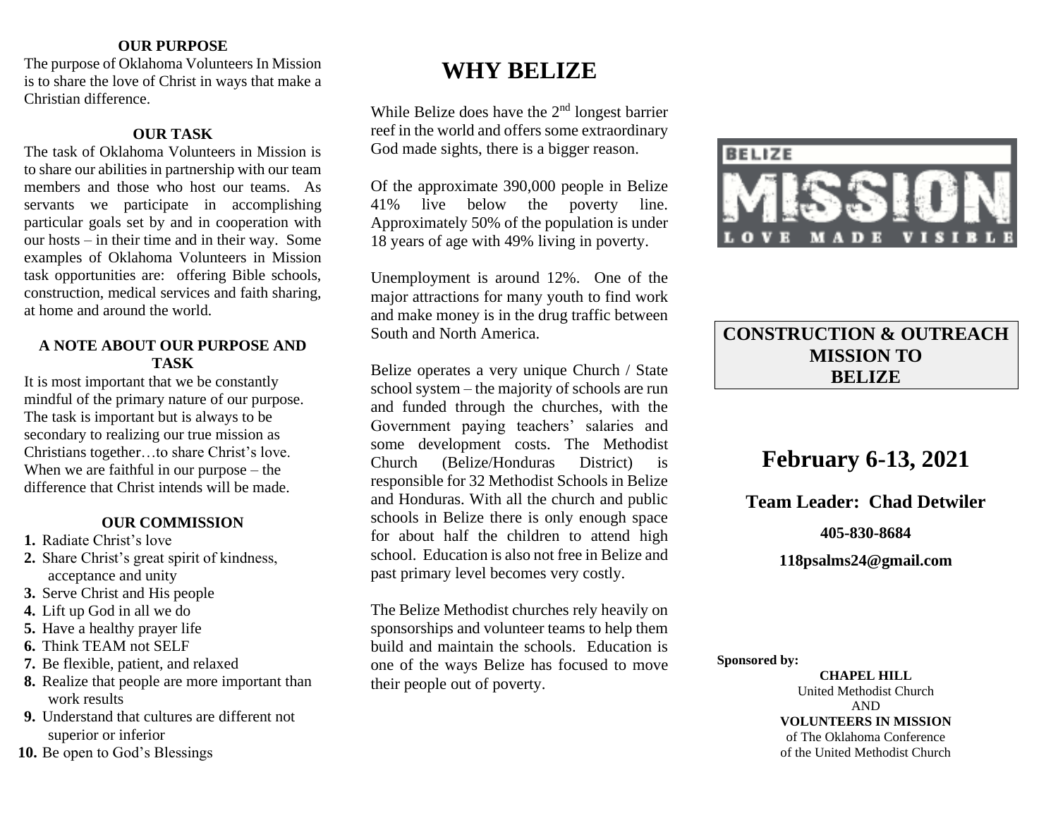### OUR PURPOSE

The purpose of Oklahoma Volunteers In Mission is to share the love of Christ in ways that make a Christian difference.

### OUR TASK

The task of Oklahoma Volunteers in Mission is to share our abilities in partnership with our team members and those who host our teams. As servants we participate in accomplishing particular goals set by and in cooperation with our hosts – in their time and in their way. Some examples of Oklahoma Volunteers in Mission task opportunities are: offering Bible schools, construction, medical services and faith sharing, at home and around the world.

### A NOTE ABOUT OUR PURPOSE AND TASK

It is most important that we be constantly mindful of the primary nature of our purpose. The task is important but is always to be secondary to realizing our true mission as Christians together…to share Christ's love. When we are faithful in our purpose – the difference that Christ intends will be made.

### OUR COMMISSION

1. Radiate Christ's love
2. Share Christ's great spirit of kindness, acceptance and unity
3. Serve Christ and His people
4. Lift up God in all we do
5. Have a healthy prayer life
6. Think TEAM not SELF
7. Be flexible, patient, and relaxed
8. Realize that people are more important than work results
9. Understand that cultures are different not superior or inferior
10. Be open to God's Blessings

# WHY BELIZE

While Belize does have the 2nd longest barrier reef in the world and offers some extraordinary God made sights, there is a bigger reason.

Of the approximate 390,000 people in Belize 41% live below the poverty line. Approximately 50% of the population is under 18 years of age with 49% living in poverty.

Unemployment is around 12%. One of the major attractions for many youth to find work and make money is in the drug traffic between South and North America.

Belize operates a very unique Church / State school system – the majority of schools are run and funded through the churches, with the Government paying teachers' salaries and some development costs. The Methodist Church (Belize/Honduras District) is responsible for 32 Methodist Schools in Belize and Honduras. With all the church and public schools in Belize there is only enough space for about half the children to attend high school. Education is also not free in Belize and past primary level becomes very costly.

The Belize Methodist churches rely heavily on sponsorships and volunteer teams to help them build and maintain the schools. Education is one of the ways Belize has focused to move their people out of poverty.

BELIZE
MISSION
LOVE MADE VISIBLE

## CONSTRUCTION & OUTREACH MISSION TO BELIZE

## February 6-13, 2021

### Team Leader: Chad Detwiler

**405-830-8684**

**118psalms24@gmail.com**

**Sponsored by:**

**CHAPEL HILL**
United Methodist Church
AND
**VOLUNTEERS IN MISSION**
of The Oklahoma Conference
of the United Methodist Church